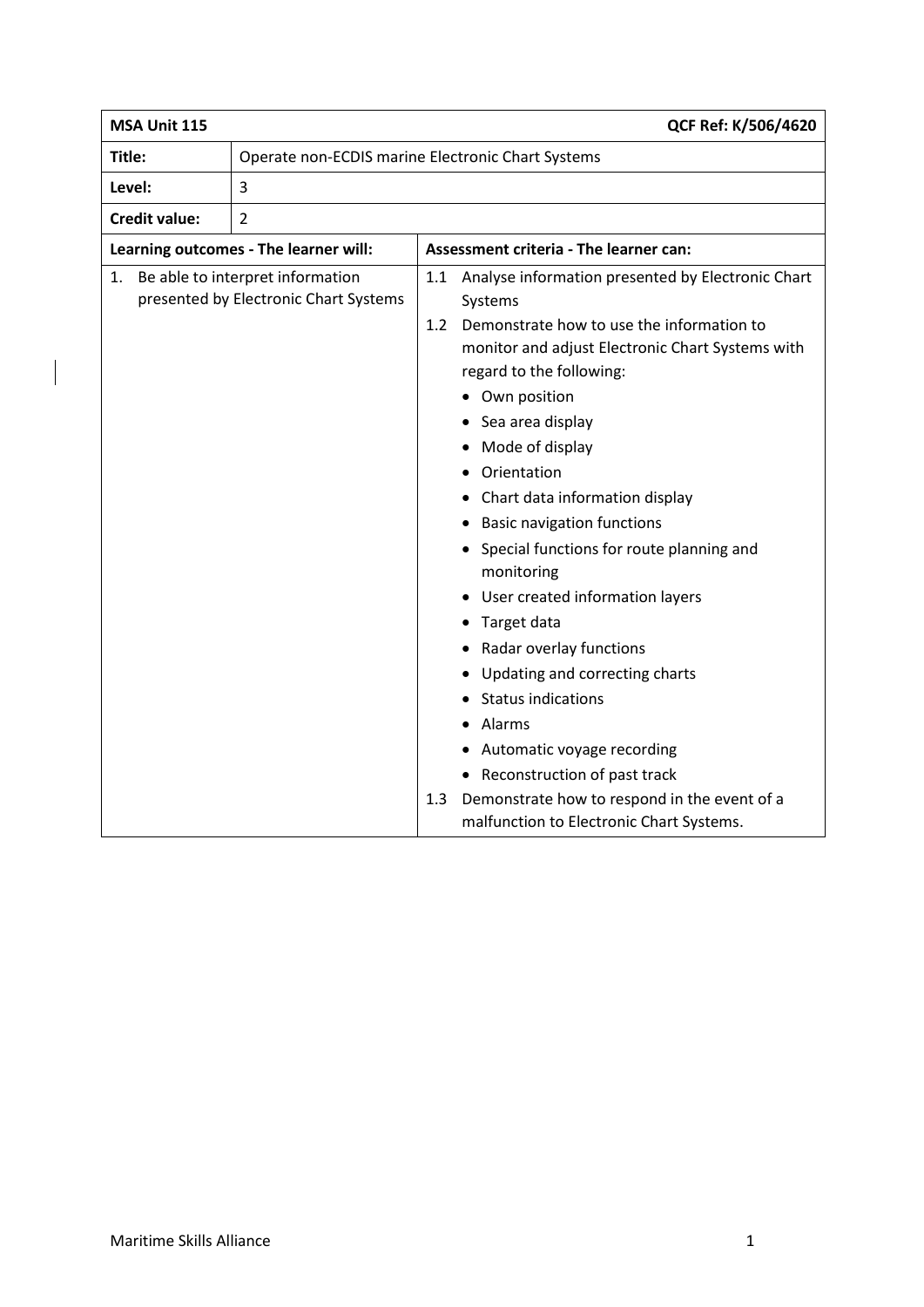| MSA Unit 115 | | QCF Ref: K/506/4620 |
|---|---|---|
| **Title:** | Operate non-ECDIS marine Electronic Chart Systems | |
| **Level:** | 3 | |
| **Credit value:** | 2 | |
| **Learning outcomes - The learner will:** | | **Assessment criteria - The learner can:** |
| 1. Be able to interpret information presented by Electronic Chart Systems | | 1.1 Analyse information presented by Electronic Chart Systems<br>1.2 Demonstrate how to use the information to monitor and adjust Electronic Chart Systems with regard to the following:<br>• Own position<br>• Sea area display<br>• Mode of display<br>• Orientation<br>• Chart data information display<br>• Basic navigation functions<br>• Special functions for route planning and monitoring<br>• User created information layers<br>• Target data<br>• Radar overlay functions<br>• Updating and correcting charts<br>• Status indications<br>• Alarms<br>• Automatic voyage recording<br>• Reconstruction of past track<br>1.3 Demonstrate how to respond in the event of a malfunction to Electronic Chart Systems. |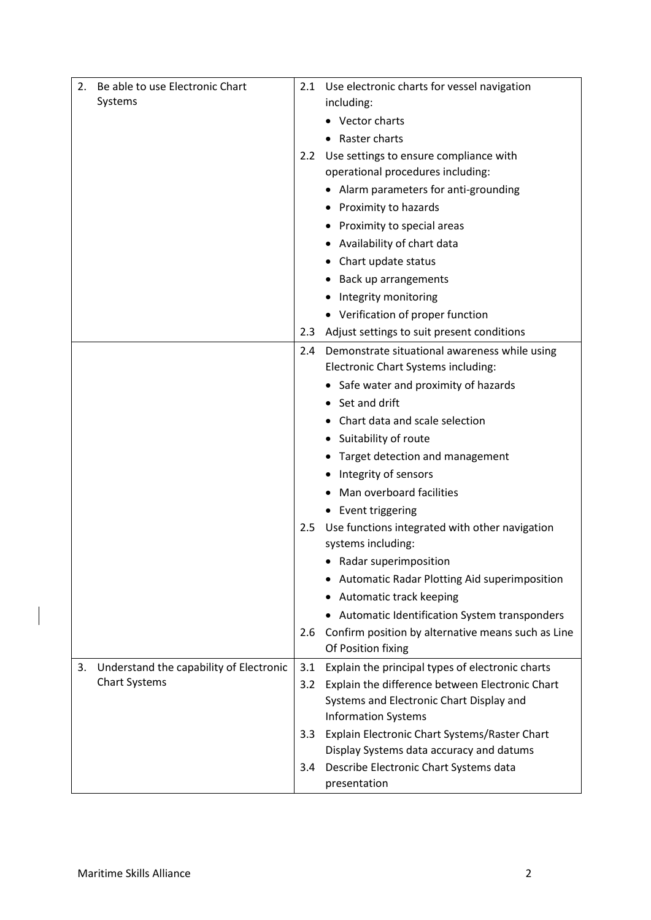| | |
|---|---|
| 2. Be able to use Electronic Chart Systems | 2.1 Use electronic charts for vessel navigation including:<br>• Vector charts<br>• Raster charts<br>2.2 Use settings to ensure compliance with operational procedures including:<br>• Alarm parameters for anti-grounding<br>• Proximity to hazards<br>• Proximity to special areas<br>• Availability of chart data<br>• Chart update status<br>• Back up arrangements<br>• Integrity monitoring<br>• Verification of proper function<br>2.3 Adjust settings to suit present conditions |
| | 2.4 Demonstrate situational awareness while using Electronic Chart Systems including:<br>• Safe water and proximity of hazards<br>• Set and drift<br>• Chart data and scale selection<br>• Suitability of route<br>• Target detection and management<br>• Integrity of sensors<br>• Man overboard facilities<br>• Event triggering<br>2.5 Use functions integrated with other navigation systems including:<br>• Radar superimposition<br>• Automatic Radar Plotting Aid superimposition<br>• Automatic track keeping<br>• Automatic Identification System transponders<br>2.6 Confirm position by alternative means such as Line Of Position fixing |
| 3. Understand the capability of Electronic Chart Systems | 3.1 Explain the principal types of electronic charts<br>3.2 Explain the difference between Electronic Chart Systems and Electronic Chart Display and Information Systems<br>3.3 Explain Electronic Chart Systems/Raster Chart Display Systems data accuracy and datums<br>3.4 Describe Electronic Chart Systems data presentation |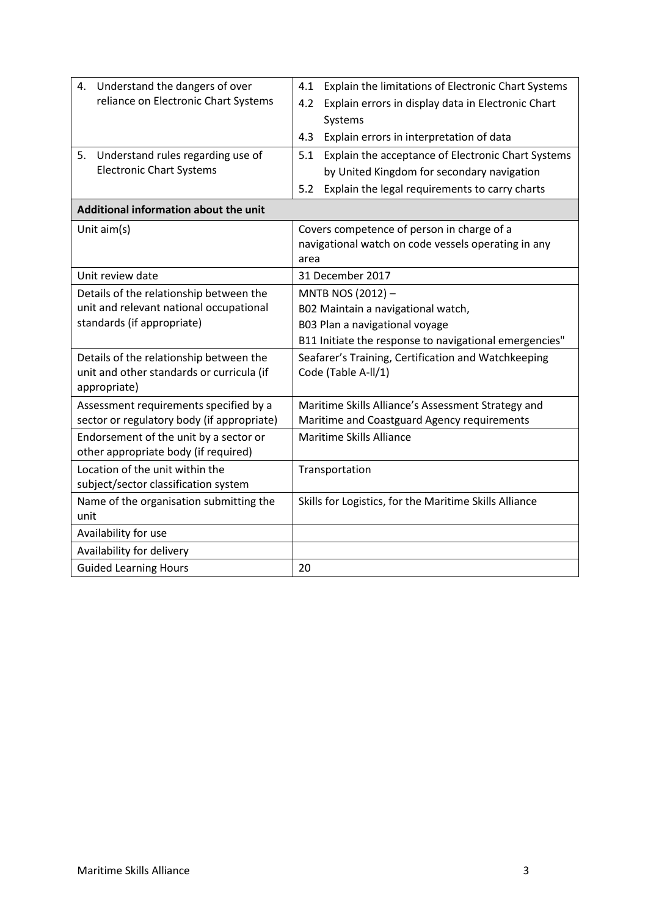| | |
|---|---|
| 4. Understand the dangers of over reliance on Electronic Chart Systems | 4.1 Explain the limitations of Electronic Chart Systems<br>4.2 Explain errors in display data in Electronic Chart Systems<br>4.3 Explain errors in interpretation of data |
| 5. Understand rules regarding use of Electronic Chart Systems | 5.1 Explain the acceptance of Electronic Chart Systems by United Kingdom for secondary navigation<br>5.2 Explain the legal requirements to carry charts |
| **Additional information about the unit** | |
| Unit aim(s) | Covers competence of person in charge of a navigational watch on code vessels operating in any area |
| Unit review date | 31 December 2017 |
| Details of the relationship between the unit and relevant national occupational standards (if appropriate) | MNTB NOS (2012) –<br>B02 Maintain a navigational watch,<br>B03 Plan a navigational voyage<br>B11 Initiate the response to navigational emergencies" |
| Details of the relationship between the unit and other standards or curricula (if appropriate) | Seafarer's Training, Certification and Watchkeeping Code (Table A-ll/1) |
| Assessment requirements specified by a sector or regulatory body (if appropriate) | Maritime Skills Alliance's Assessment Strategy and Maritime and Coastguard Agency requirements |
| Endorsement of the unit by a sector or other appropriate body (if required) | Maritime Skills Alliance |
| Location of the unit within the subject/sector classification system | Transportation |
| Name of the organisation submitting the unit | Skills for Logistics, for the Maritime Skills Alliance |
| Availability for use | |
| Availability for delivery | |
| Guided Learning Hours | 20 |